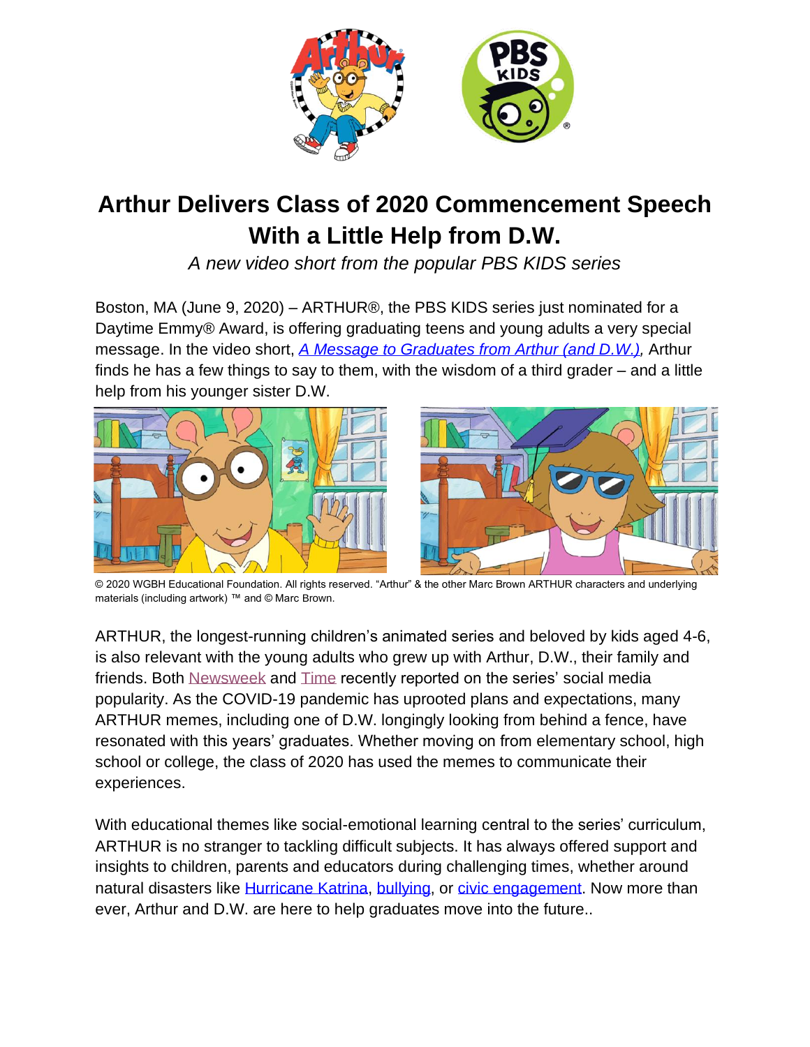# Arthur Delivers Class of 2020 Commencement Speech With a Little Help from D.W.

*A new video short from the popular PBS KIDS series*

Boston, MA (June 9, 2020) – ARTHUR®, the PBS KIDS series just nominated for a Daytime Emmy® Award, is offering graduating teens and young adults a very special message. In the video short, *A Message to Graduates from Arthur (and D.W.)*, Arthur finds he has a few things to say to them, with the wisdom of a third grader – and a little help from his younger sister D.W.

© 2020 WGBH Educational Foundation. All rights reserved. "Arthur" & the other Marc Brown ARTHUR characters and underlying materials (including artwork) ™ and © Marc Brown.

ARTHUR, the longest-running children's animated series and beloved by kids aged 4-6, is also relevant with the young adults who grew up with Arthur, D.W., their family and friends. Both Newsweek and Time recently reported on the series' social media popularity. As the COVID-19 pandemic has uprooted plans and expectations, many ARTHUR memes, including one of D.W. longingly looking from behind a fence, have resonated with this years' graduates. Whether moving on from elementary school, high school or college, the class of 2020 has used the memes to communicate their experiences.

With educational themes like social-emotional learning central to the series' curriculum, ARTHUR is no stranger to tackling difficult subjects. It has always offered support and insights to children, parents and educators during challenging times, whether around natural disasters like Hurricane Katrina, bullying, or civic engagement. Now more than ever, Arthur and D.W. are here to help graduates move into the future..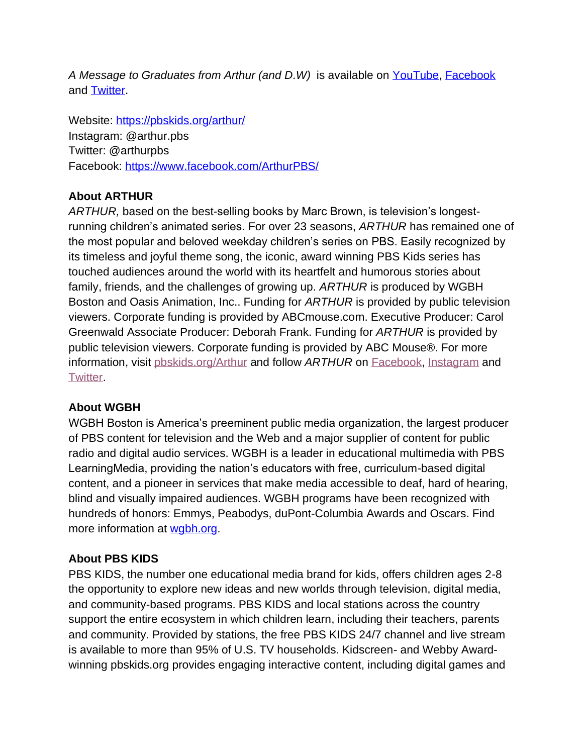*A Message to Graduates from Arthur (and D.W)* is available on [YouTube](), [Facebook]() and [Twitter]().

Website: https://pbskids.org/arthur/
Instagram: @arthur.pbs
Twitter: @arthurpbs
Facebook: https://www.facebook.com/ArthurPBS/

**About ARTHUR**
*ARTHUR,* based on the best-selling books by Marc Brown, is television's longest-running children's animated series. For over 23 seasons, *ARTHUR* has remained one of the most popular and beloved weekday children's series on PBS. Easily recognized by its timeless and joyful theme song, the iconic, award winning PBS Kids series has touched audiences around the world with its heartfelt and humorous stories about family, friends, and the challenges of growing up. *ARTHUR* is produced by WGBH Boston and Oasis Animation, Inc.. Funding for *ARTHUR* is provided by public television viewers. Corporate funding is provided by ABCmouse.com. Executive Producer: Carol Greenwald Associate Producer: Deborah Frank. Funding for *ARTHUR* is provided by public television viewers. Corporate funding is provided by ABC Mouse®. For more information, visit pbskids.org/Arthur and follow *ARTHUR* on Facebook, Instagram and Twitter.

**About WGBH**
WGBH Boston is America's preeminent public media organization, the largest producer of PBS content for television and the Web and a major supplier of content for public radio and digital audio services. WGBH is a leader in educational multimedia with PBS LearningMedia, providing the nation's educators with free, curriculum-based digital content, and a pioneer in services that make media accessible to deaf, hard of hearing, blind and visually impaired audiences. WGBH programs have been recognized with hundreds of honors: Emmys, Peabodys, duPont-Columbia Awards and Oscars. Find more information at wgbh.org.

**About PBS KIDS**
PBS KIDS, the number one educational media brand for kids, offers children ages 2-8 the opportunity to explore new ideas and new worlds through television, digital media, and community-based programs. PBS KIDS and local stations across the country support the entire ecosystem in which children learn, including their teachers, parents and community. Provided by stations, the free PBS KIDS 24/7 channel and live stream is available to more than 95% of U.S. TV households. Kidscreen- and Webby Award-winning pbskids.org provides engaging interactive content, including digital games and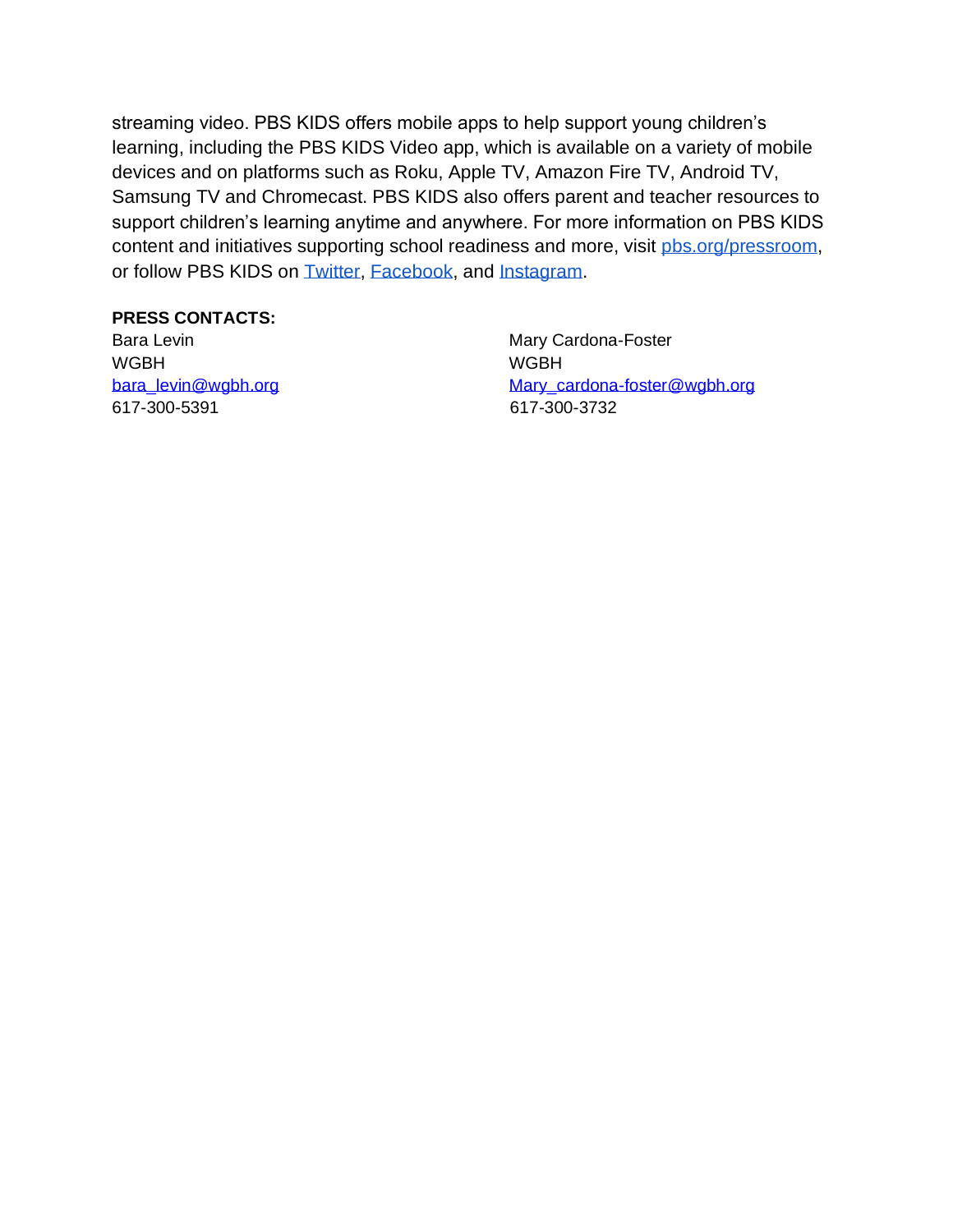streaming video. PBS KIDS offers mobile apps to help support young children's learning, including the PBS KIDS Video app, which is available on a variety of mobile devices and on platforms such as Roku, Apple TV, Amazon Fire TV, Android TV, Samsung TV and Chromecast. PBS KIDS also offers parent and teacher resources to support children's learning anytime and anywhere. For more information on PBS KIDS content and initiatives supporting school readiness and more, visit [pbs.org/pressroom](pbs.org/pressroom), or follow PBS KIDS on [Twitter](), [Facebook](), and [Instagram]().

**PRESS CONTACTS:**

Bara Levin
WGBH
[bara_levin@wgbh.org](mailto:bara_levin@wgbh.org)
617-300-5391

Mary Cardona-Foster
WGBH
[Mary_cardona-foster@wgbh.org](mailto:Mary_cardona-foster@wgbh.org)
617-300-3732